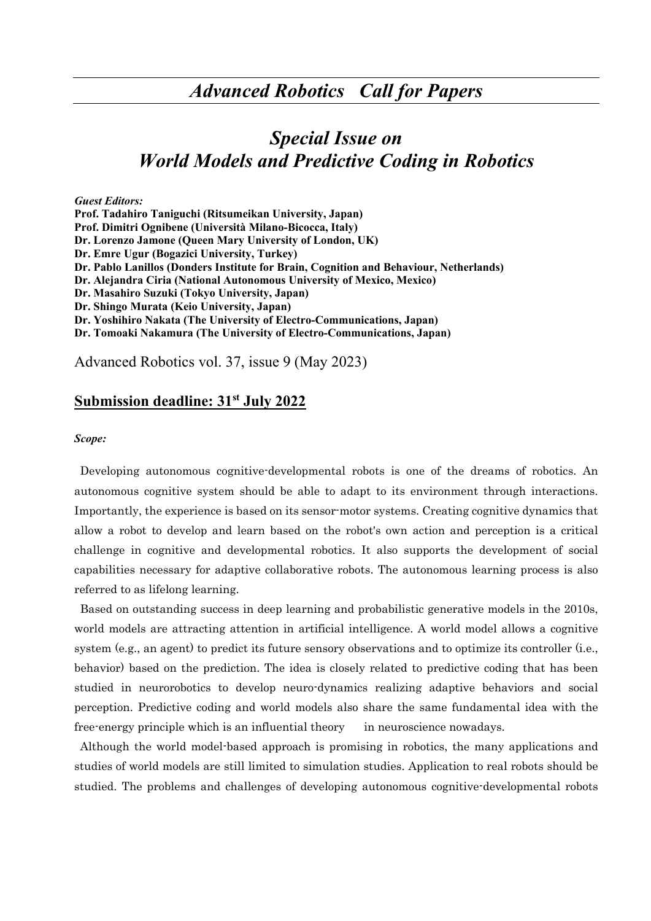# *Advanced Robotics Call for Papers*

## *Special Issue on World Models and Predictive Coding in Robotics*

***Guest Editors:***

**Prof. Tadahiro Taniguchi (Ritsumeikan University, Japan)**
**Prof. Dimitri Ognibene (Università Milano-Bicocca, Italy)**
**Dr. Lorenzo Jamone (Queen Mary University of London, UK)**
**Dr. Emre Ugur (Bogazici University, Turkey)**
**Dr. Pablo Lanillos (Donders Institute for Brain, Cognition and Behaviour, Netherlands)**
**Dr. Alejandra Ciria (National Autonomous University of Mexico, Mexico)**
**Dr. Masahiro Suzuki (Tokyo University, Japan)**
**Dr. Shingo Murata (Keio University, Japan)**
**Dr. Yoshihiro Nakata (The University of Electro-Communications, Japan)**
**Dr. Tomoaki Nakamura (The University of Electro-Communications, Japan)**

Advanced Robotics vol. 37, issue 9 (May 2023)

### Submission deadline: 31st July 2022

***Scope:***

Developing autonomous cognitive-developmental robots is one of the dreams of robotics. An autonomous cognitive system should be able to adapt to its environment through interactions. Importantly, the experience is based on its sensor-motor systems. Creating cognitive dynamics that allow a robot to develop and learn based on the robot's own action and perception is a critical challenge in cognitive and developmental robotics. It also supports the development of social capabilities necessary for adaptive collaborative robots. The autonomous learning process is also referred to as lifelong learning.

Based on outstanding success in deep learning and probabilistic generative models in the 2010s, world models are attracting attention in artificial intelligence. A world model allows a cognitive system (e.g., an agent) to predict its future sensory observations and to optimize its controller (i.e., behavior) based on the prediction. The idea is closely related to predictive coding that has been studied in neurorobotics to develop neuro-dynamics realizing adaptive behaviors and social perception. Predictive coding and world models also share the same fundamental idea with the free-energy principle which is an influential theory in neuroscience nowadays.

Although the world model-based approach is promising in robotics, the many applications and studies of world models are still limited to simulation studies. Application to real robots should be studied. The problems and challenges of developing autonomous cognitive-developmental robots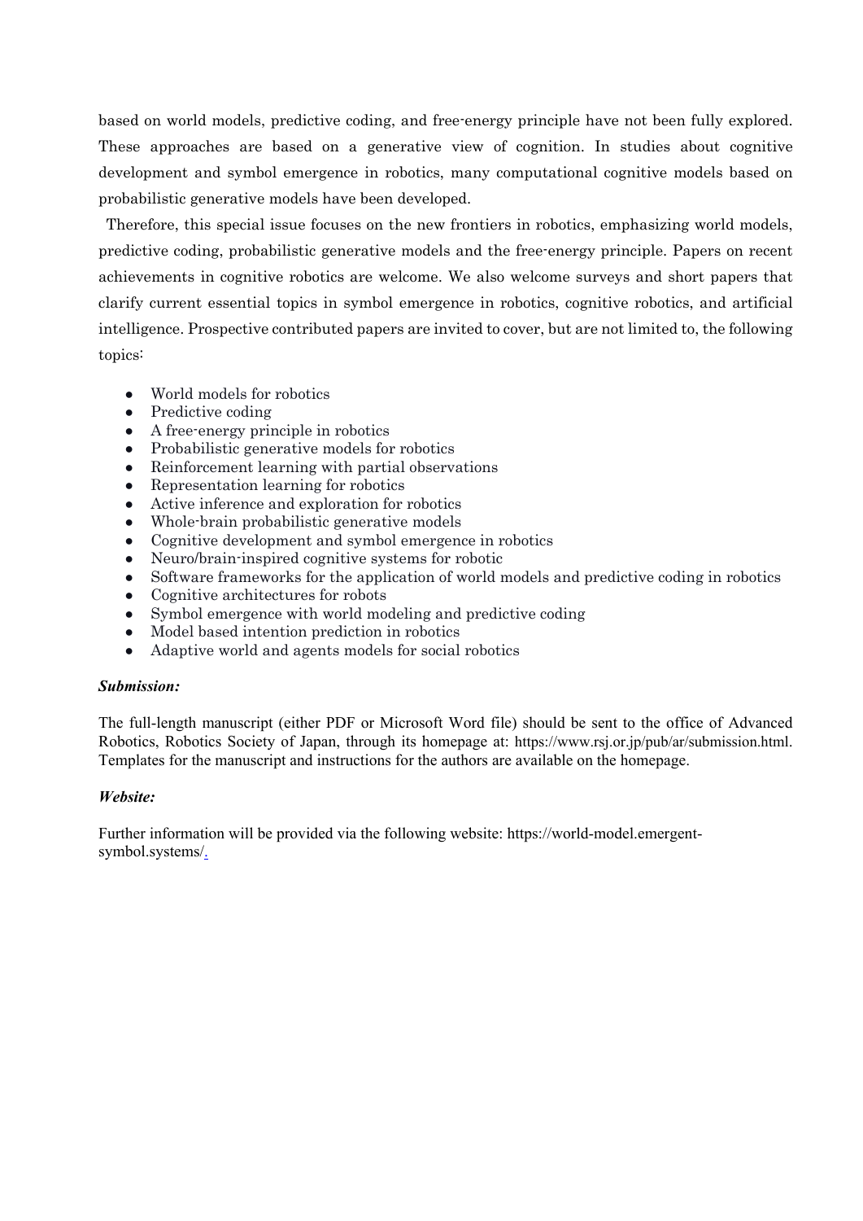based on world models, predictive coding, and free-energy principle have not been fully explored. These approaches are based on a generative view of cognition. In studies about cognitive development and symbol emergence in robotics, many computational cognitive models based on probabilistic generative models have been developed.

Therefore, this special issue focuses on the new frontiers in robotics, emphasizing world models, predictive coding, probabilistic generative models and the free-energy principle. Papers on recent achievements in cognitive robotics are welcome. We also welcome surveys and short papers that clarify current essential topics in symbol emergence in robotics, cognitive robotics, and artificial intelligence. Prospective contributed papers are invited to cover, but are not limited to, the following topics:

- World models for robotics
- Predictive coding
- A free-energy principle in robotics
- Probabilistic generative models for robotics
- Reinforcement learning with partial observations
- Representation learning for robotics
- Active inference and exploration for robotics
- Whole-brain probabilistic generative models
- Cognitive development and symbol emergence in robotics
- Neuro/brain-inspired cognitive systems for robotic
- Software frameworks for the application of world models and predictive coding in robotics
- Cognitive architectures for robots
- Symbol emergence with world modeling and predictive coding
- Model based intention prediction in robotics
- Adaptive world and agents models for social robotics

***Submission:***

The full-length manuscript (either PDF or Microsoft Word file) should be sent to the office of Advanced Robotics, Robotics Society of Japan, through its homepage at: https://www.rsj.or.jp/pub/ar/submission.html. Templates for the manuscript and instructions for the authors are available on the homepage.

***Website:***

Further information will be provided via the following website: https://world-model.emergent-symbol.systems/.